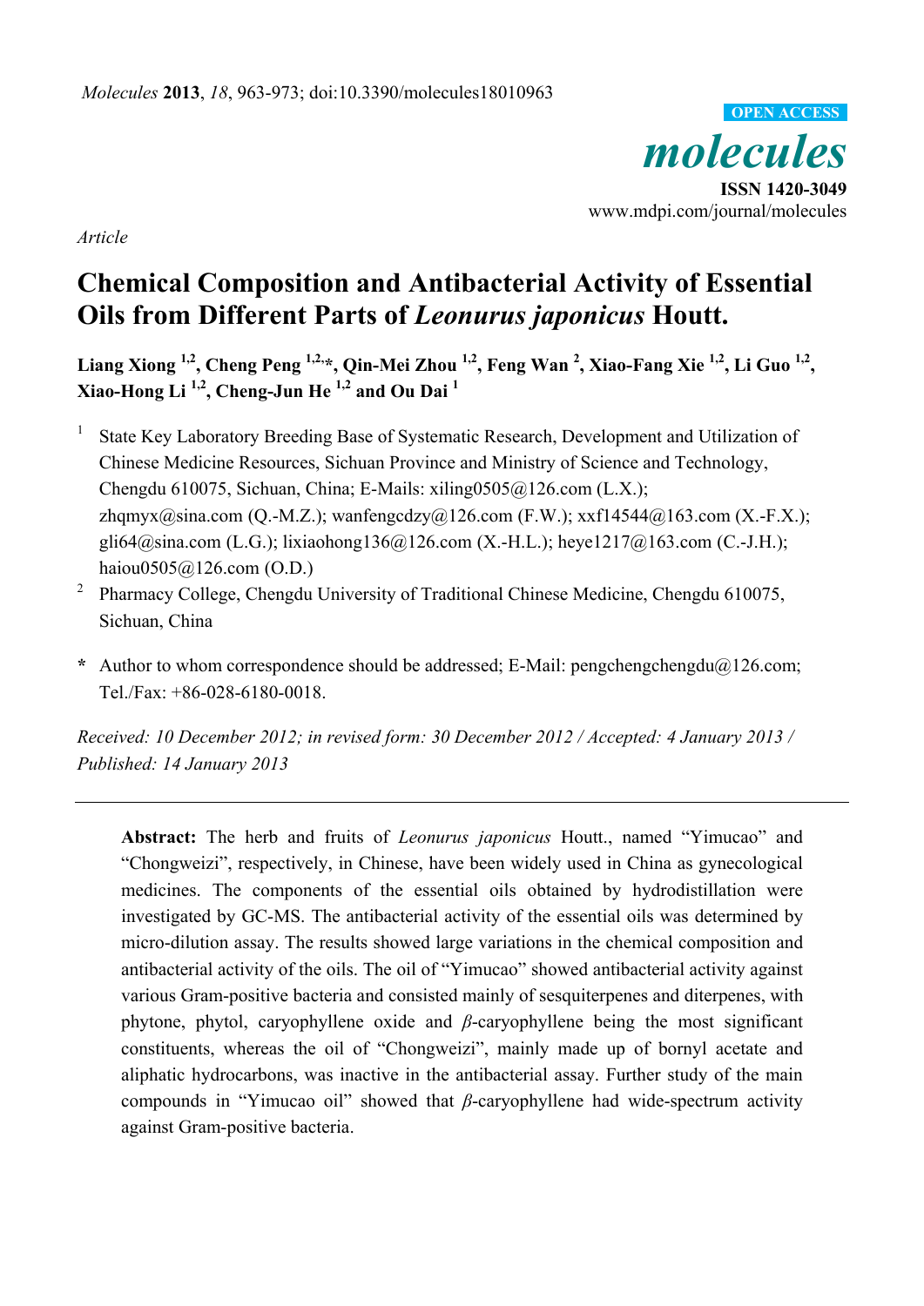*Article*

# Chemical Composition and Antibacterial Activity of Essential Oils from Different Parts of *Leonurus japonicus* Houtt.

**Liang Xiong [1,2], Cheng Peng [1,2,*], Qin-Mei Zhou [1,2], Feng Wan [2], Xiao-Fang Xie [1,2], Li Guo [1,2], Xiao-Hong Li [1,2], Cheng-Jun He [1,2] and Ou Dai [1]**

1. State Key Laboratory Breeding Base of Systematic Research, Development and Utilization of Chinese Medicine Resources, Sichuan Province and Ministry of Science and Technology, Chengdu 610075, Sichuan, China; E-Mails: xiling0505@126.com (L.X.); zhqmyx@sina.com (Q.-M.Z.); wanfengcdzy@126.com (F.W.); xxf14544@163.com (X.-F.X.); gli64@sina.com (L.G.); lixiaohong136@126.com (X.-H.L.); heye1217@163.com (C.-J.H.); haiou0505@126.com (O.D.)
2. Pharmacy College, Chengdu University of Traditional Chinese Medicine, Chengdu 610075, Sichuan, China

\* Author to whom correspondence should be addressed; E-Mail: pengchengchengdu@126.com; Tel./Fax: +86-028-6180-0018.

*Received: 10 December 2012; in revised form: 30 December 2012 / Accepted: 4 January 2013 / Published: 14 January 2013*

**Abstract:** The herb and fruits of *Leonurus japonicus* Houtt., named "Yimucao" and "Chongweizi", respectively, in Chinese, have been widely used in China as gynecological medicines. The components of the essential oils obtained by hydrodistillation were investigated by GC-MS. The antibacterial activity of the essential oils was determined by micro-dilution assay. The results showed large variations in the chemical composition and antibacterial activity of the oils. The oil of "Yimucao" showed antibacterial activity against various Gram-positive bacteria and consisted mainly of sesquiterpenes and diterpenes, with phytone, phytol, caryophyllene oxide and *β*-caryophyllene being the most significant constituents, whereas the oil of "Chongweizi", mainly made up of bornyl acetate and aliphatic hydrocarbons, was inactive in the antibacterial assay. Further study of the main compounds in "Yimucao oil" showed that *β*-caryophyllene had wide-spectrum activity against Gram-positive bacteria.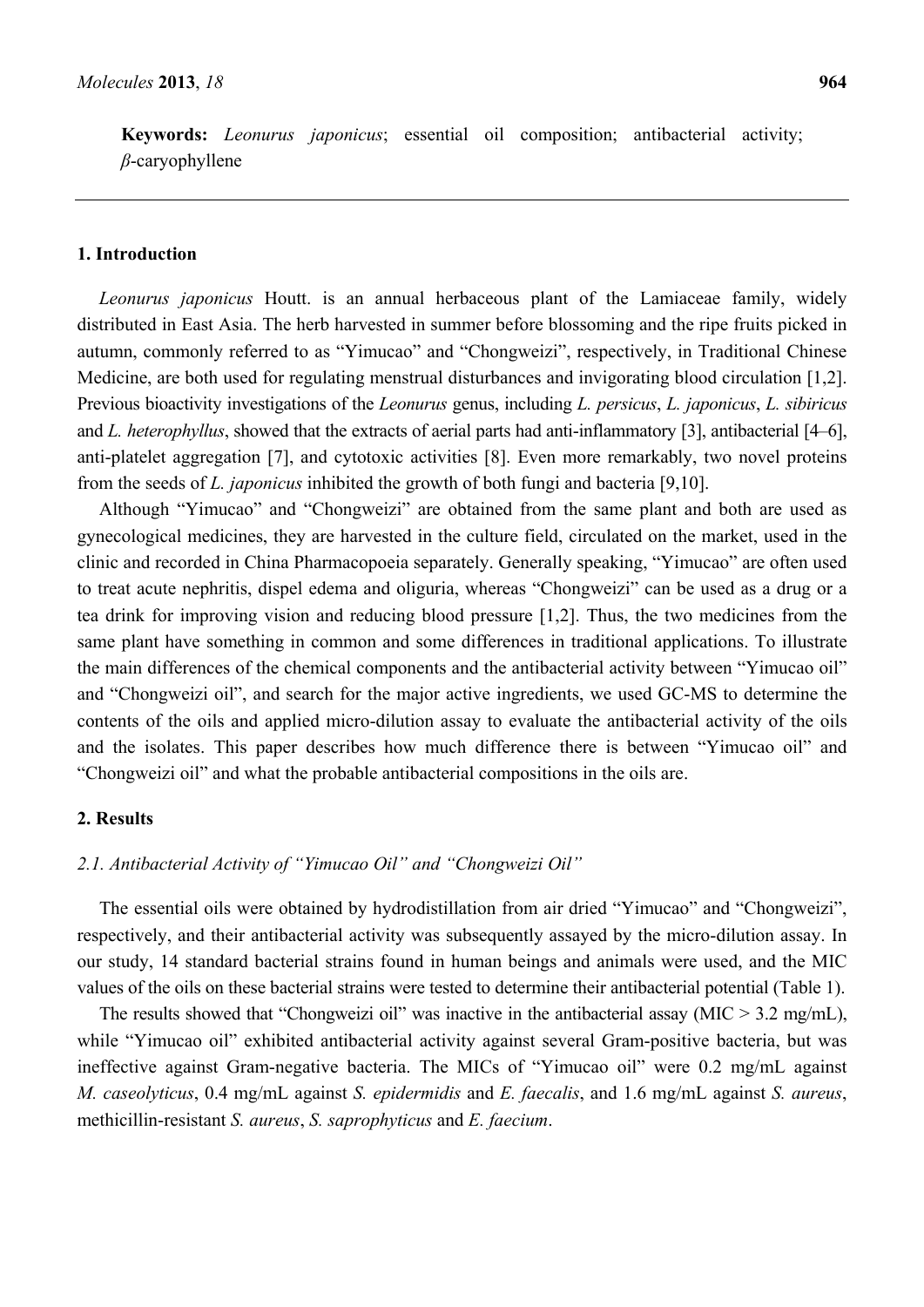**Keywords:** *Leonurus japonicus*; essential oil composition; antibacterial activity; *β*-caryophyllene

## 1. Introduction

*Leonurus japonicus* Houtt. is an annual herbaceous plant of the Lamiaceae family, widely distributed in East Asia. The herb harvested in summer before blossoming and the ripe fruits picked in autumn, commonly referred to as "Yimucao" and "Chongweizi", respectively, in Traditional Chinese Medicine, are both used for regulating menstrual disturbances and invigorating blood circulation [1,2]. Previous bioactivity investigations of the *Leonurus* genus, including *L. persicus*, *L. japonicus*, *L. sibiricus* and *L. heterophyllus*, showed that the extracts of aerial parts had anti-inflammatory [3], antibacterial [4–6], anti-platelet aggregation [7], and cytotoxic activities [8]. Even more remarkably, two novel proteins from the seeds of *L. japonicus* inhibited the growth of both fungi and bacteria [9,10].

Although "Yimucao" and "Chongweizi" are obtained from the same plant and both are used as gynecological medicines, they are harvested in the culture field, circulated on the market, used in the clinic and recorded in China Pharmacopoeia separately. Generally speaking, "Yimucao" are often used to treat acute nephritis, dispel edema and oliguria, whereas "Chongweizi" can be used as a drug or a tea drink for improving vision and reducing blood pressure [1,2]. Thus, the two medicines from the same plant have something in common and some differences in traditional applications. To illustrate the main differences of the chemical components and the antibacterial activity between "Yimucao oil" and "Chongweizi oil", and search for the major active ingredients, we used GC-MS to determine the contents of the oils and applied micro-dilution assay to evaluate the antibacterial activity of the oils and the isolates. This paper describes how much difference there is between "Yimucao oil" and "Chongweizi oil" and what the probable antibacterial compositions in the oils are.

## 2. Results

### *2.1. Antibacterial Activity of "Yimucao Oil" and "Chongweizi Oil"*

The essential oils were obtained by hydrodistillation from air dried "Yimucao" and "Chongweizi", respectively, and their antibacterial activity was subsequently assayed by the micro-dilution assay. In our study, 14 standard bacterial strains found in human beings and animals were used, and the MIC values of the oils on these bacterial strains were tested to determine their antibacterial potential (Table 1).

The results showed that "Chongweizi oil" was inactive in the antibacterial assay (MIC > 3.2 mg/mL), while "Yimucao oil" exhibited antibacterial activity against several Gram-positive bacteria, but was ineffective against Gram-negative bacteria. The MICs of "Yimucao oil" were 0.2 mg/mL against *M. caseolyticus*, 0.4 mg/mL against *S. epidermidis* and *E. faecalis*, and 1.6 mg/mL against *S. aureus*, methicillin-resistant *S. aureus*, *S. saprophyticus* and *E. faecium*.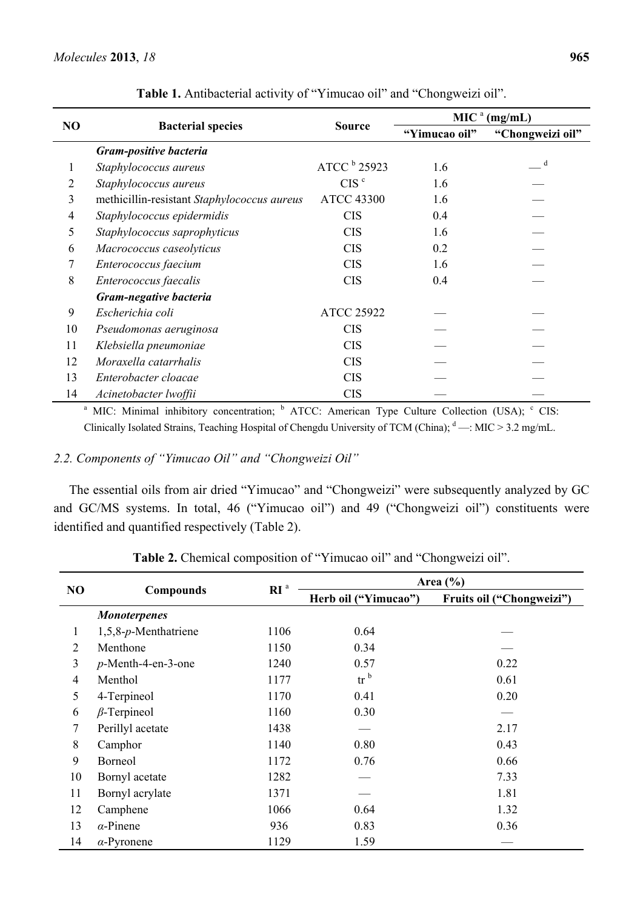**Table 1.** Antibacterial activity of "Yimucao oil" and "Chongweizi oil".

| NO | Bacterial species | Source | MIC [a] (mg/mL) | |
|---|---|---|---|---|
| | | | "Yimucao oil" | "Chongweizi oil" |
| | ***Gram-positive bacteria*** | | | |
| 1 | *Staphylococcus aureus* | ATCC [b] 25923 | 1.6 | — [d] |
| 2 | *Staphylococcus aureus* | CIS [c] | 1.6 | — |
| 3 | methicillin-resistant *Staphylococcus aureus* | ATCC 43300 | 1.6 | — |
| 4 | *Staphylococcus epidermidis* | CIS | 0.4 | — |
| 5 | *Staphylococcus saprophyticus* | CIS | 1.6 | — |
| 6 | *Macrococcus caseolyticus* | CIS | 0.2 | — |
| 7 | *Enterococcus faecium* | CIS | 1.6 | — |
| 8 | *Enterococcus faecalis* | CIS | 0.4 | — |
| | ***Gram-negative bacteria*** | | | |
| 9 | *Escherichia coli* | ATCC 25922 | — | — |
| 10 | *Pseudomonas aeruginosa* | CIS | — | — |
| 11 | *Klebsiella pneumoniae* | CIS | — | — |
| 12 | *Moraxella catarrhalis* | CIS | — | — |
| 13 | *Enterobacter cloacae* | CIS | — | — |
| 14 | *Acinetobacter lwoffii* | CIS | — | — |

[a] MIC: Minimal inhibitory concentration; [b] ATCC: American Type Culture Collection (USA); [c] CIS: Clinically Isolated Strains, Teaching Hospital of Chengdu University of TCM (China); [d] —: MIC > 3.2 mg/mL.

### *2.2. Components of "Yimucao Oil" and "Chongweizi Oil"*

The essential oils from air dried "Yimucao" and "Chongweizi" were subsequently analyzed by GC and GC/MS systems. In total, 46 ("Yimucao oil") and 49 ("Chongweizi oil") constituents were identified and quantified respectively (Table 2).

**Table 2.** Chemical composition of "Yimucao oil" and "Chongweizi oil".

| NO | Compounds | RI [a] | Area (%) | |
|---|---|---|---|---|
| | | | Herb oil ("Yimucao") | Fruits oil ("Chongweizi") |
| | ***Monoterpenes*** | | | |
| 1 | 1,5,8-*p*-Menthatriene | 1106 | 0.64 | — |
| 2 | Menthone | 1150 | 0.34 | — |
| 3 | *p*-Menth-4-en-3-one | 1240 | 0.57 | 0.22 |
| 4 | Menthol | 1177 | tr [b] | 0.61 |
| 5 | 4-Terpineol | 1170 | 0.41 | 0.20 |
| 6 | *β*-Terpineol | 1160 | 0.30 | — |
| 7 | Perillyl acetate | 1438 | — | 2.17 |
| 8 | Camphor | 1140 | 0.80 | 0.43 |
| 9 | Borneol | 1172 | 0.76 | 0.66 |
| 10 | Bornyl acetate | 1282 | — | 7.33 |
| 11 | Bornyl acrylate | 1371 | — | 1.81 |
| 12 | Camphene | 1066 | 0.64 | 1.32 |
| 13 | *α*-Pinene | 936 | 0.83 | 0.36 |
| 14 | *α*-Pyronene | 1129 | 1.59 | — |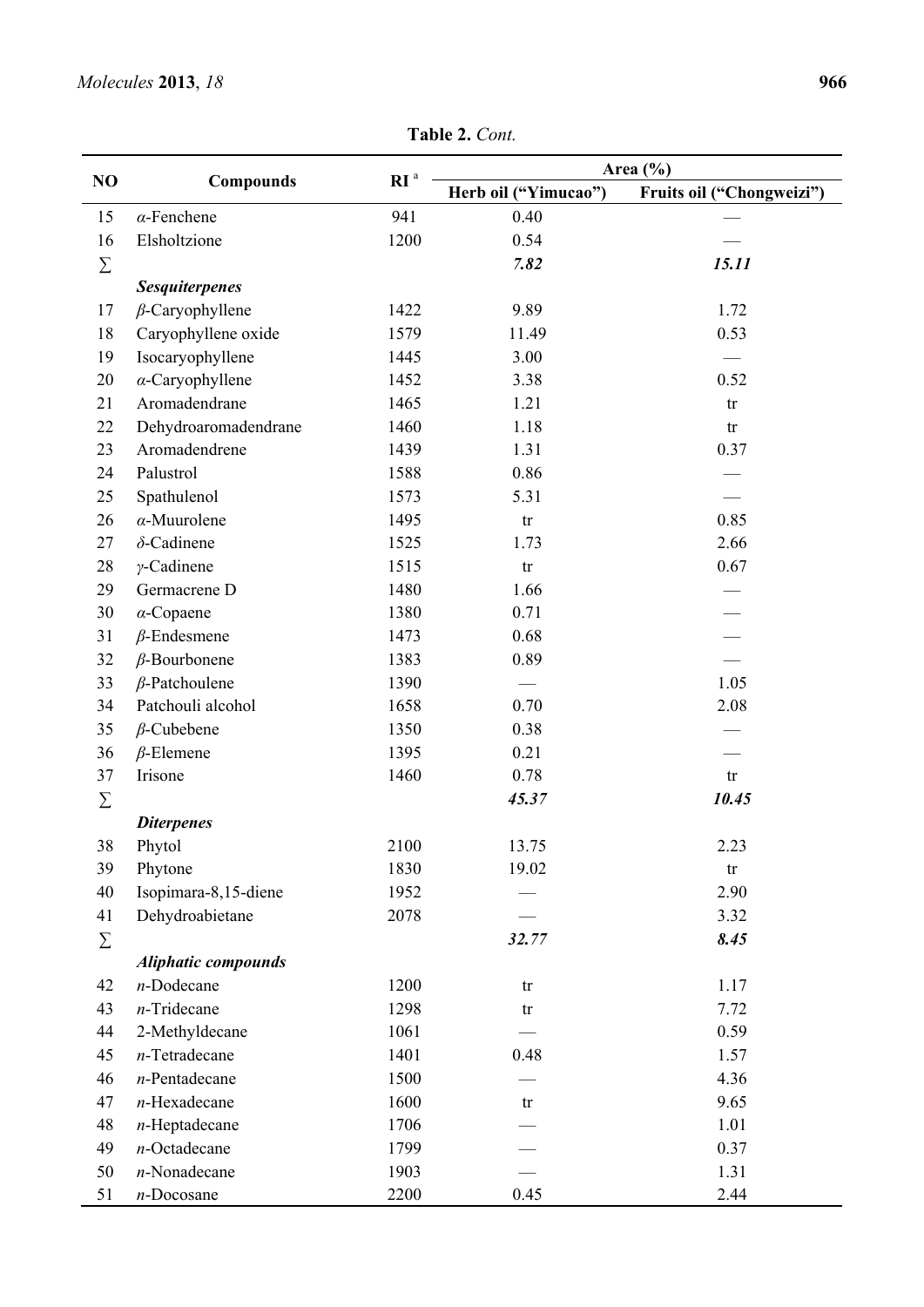**Table 2.** *Cont.*

| NO | Compounds | RI [a] | Area (%) | |
|---|---|---|---|---|
| | | | **Herb oil ("Yimucao")** | **Fruits oil ("Chongweizi")** |
| 15 | *α*-Fenchene | 941 | 0.40 | — |
| 16 | Elsholtzione | 1200 | 0.54 | — |
| ∑ | | | ***7.82*** | ***15.11*** |
| | ***Sesquiterpenes*** | | | |
| 17 | *β*-Caryophyllene | 1422 | 9.89 | 1.72 |
| 18 | Caryophyllene oxide | 1579 | 11.49 | 0.53 |
| 19 | Isocaryophyllene | 1445 | 3.00 | — |
| 20 | *α*-Caryophyllene | 1452 | 3.38 | 0.52 |
| 21 | Aromadendrane | 1465 | 1.21 | tr |
| 22 | Dehydroaromadendrane | 1460 | 1.18 | tr |
| 23 | Aromadendrene | 1439 | 1.31 | 0.37 |
| 24 | Palustrol | 1588 | 0.86 | — |
| 25 | Spathulenol | 1573 | 5.31 | — |
| 26 | *α*-Muurolene | 1495 | tr | 0.85 |
| 27 | *δ*-Cadinene | 1525 | 1.73 | 2.66 |
| 28 | *γ*-Cadinene | 1515 | tr | 0.67 |
| 29 | Germacrene D | 1480 | 1.66 | — |
| 30 | *α*-Copaene | 1380 | 0.71 | — |
| 31 | *β*-Endesmene | 1473 | 0.68 | — |
| 32 | *β*-Bourbonene | 1383 | 0.89 | — |
| 33 | *β*-Patchoulene | 1390 | — | 1.05 |
| 34 | Patchouli alcohol | 1658 | 0.70 | 2.08 |
| 35 | *β*-Cubebene | 1350 | 0.38 | — |
| 36 | *β*-Elemene | 1395 | 0.21 | — |
| 37 | Irisone | 1460 | 0.78 | tr |
| ∑ | | | ***45.37*** | ***10.45*** |
| | ***Diterpenes*** | | | |
| 38 | Phytol | 2100 | 13.75 | 2.23 |
| 39 | Phytone | 1830 | 19.02 | tr |
| 40 | Isopimara-8,15-diene | 1952 | — | 2.90 |
| 41 | Dehydroabietane | 2078 | — | 3.32 |
| ∑ | | | ***32.77*** | ***8.45*** |
| | ***Aliphatic compounds*** | | | |
| 42 | *n*-Dodecane | 1200 | tr | 1.17 |
| 43 | *n*-Tridecane | 1298 | tr | 7.72 |
| 44 | 2-Methyldecane | 1061 | — | 0.59 |
| 45 | *n*-Tetradecane | 1401 | 0.48 | 1.57 |
| 46 | *n*-Pentadecane | 1500 | — | 4.36 |
| 47 | *n*-Hexadecane | 1600 | tr | 9.65 |
| 48 | *n*-Heptadecane | 1706 | — | 1.01 |
| 49 | *n*-Octadecane | 1799 | — | 0.37 |
| 50 | *n*-Nonadecane | 1903 | — | 1.31 |
| 51 | *n*-Docosane | 2200 | 0.45 | 2.44 |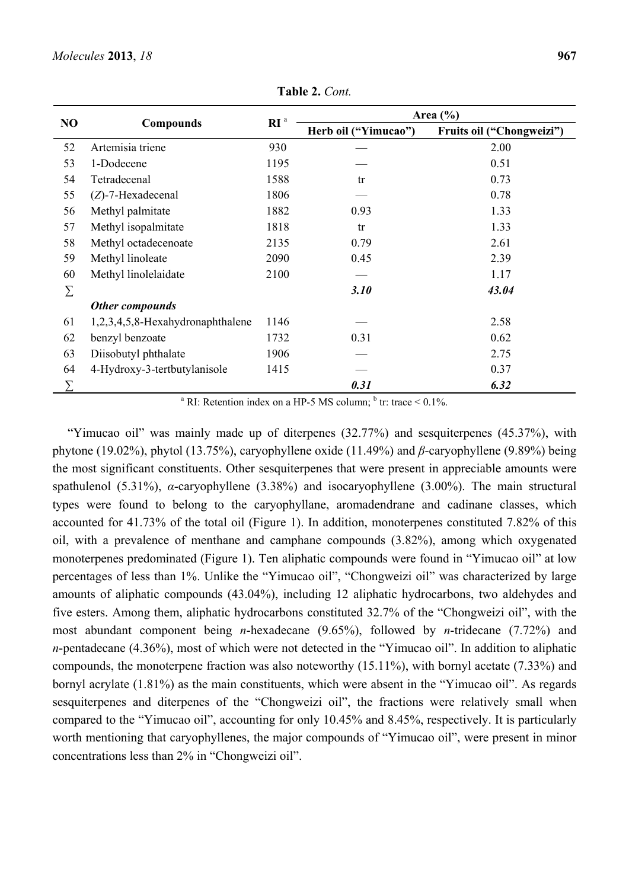**Table 2.** *Cont.*

| NO | Compounds | RI [a] | Area (%) | |
|---|---|---|---|---|
| | | | Herb oil ("Yimucao") | Fruits oil ("Chongweizi") |
| 52 | Artemisia triene | 930 | — | 2.00 |
| 53 | 1-Dodecene | 1195 | — | 0.51 |
| 54 | Tetradecenal | 1588 | tr | 0.73 |
| 55 | (*Z*)-7-Hexadecenal | 1806 | — | 0.78 |
| 56 | Methyl palmitate | 1882 | 0.93 | 1.33 |
| 57 | Methyl isopalmitate | 1818 | tr | 1.33 |
| 58 | Methyl octadecenoate | 2135 | 0.79 | 2.61 |
| 59 | Methyl linoleate | 2090 | 0.45 | 2.39 |
| 60 | Methyl linolelaidate | 2100 | — | 1.17 |
| ∑ | | | ***3.10*** | ***43.04*** |
| | ***Other compounds*** | | | |
| 61 | 1,2,3,4,5,8-Hexahydronaphthalene | 1146 | — | 2.58 |
| 62 | benzyl benzoate | 1732 | 0.31 | 0.62 |
| 63 | Diisobutyl phthalate | 1906 | — | 2.75 |
| 64 | 4-Hydroxy-3-tertbutylanisole | 1415 | — | 0.37 |
| ∑ | | | ***0.31*** | ***6.32*** |

[a] RI: Retention index on a HP-5 MS column; [b] tr: trace < 0.1%.

"Yimucao oil" was mainly made up of diterpenes (32.77%) and sesquiterpenes (45.37%), with phytone (19.02%), phytol (13.75%), caryophyllene oxide (11.49%) and *β*-caryophyllene (9.89%) being the most significant constituents. Other sesquiterpenes that were present in appreciable amounts were spathulenol (5.31%), *α*-caryophyllene (3.38%) and isocaryophyllene (3.00%). The main structural types were found to belong to the caryophyllane, aromadendrane and cadinane classes, which accounted for 41.73% of the total oil (Figure 1). In addition, monoterpenes constituted 7.82% of this oil, with a prevalence of menthane and camphane compounds (3.82%), among which oxygenated monoterpenes predominated (Figure 1). Ten aliphatic compounds were found in "Yimucao oil" at low percentages of less than 1%. Unlike the "Yimucao oil", "Chongweizi oil" was characterized by large amounts of aliphatic compounds (43.04%), including 12 aliphatic hydrocarbons, two aldehydes and five esters. Among them, aliphatic hydrocarbons constituted 32.7% of the "Chongweizi oil", with the most abundant component being *n*-hexadecane (9.65%), followed by *n*-tridecane (7.72%) and *n*-pentadecane (4.36%), most of which were not detected in the "Yimucao oil". In addition to aliphatic compounds, the monoterpene fraction was also noteworthy (15.11%), with bornyl acetate (7.33%) and bornyl acrylate (1.81%) as the main constituents, which were absent in the "Yimucao oil". As regards sesquiterpenes and diterpenes of the "Chongweizi oil", the fractions were relatively small when compared to the "Yimucao oil", accounting for only 10.45% and 8.45%, respectively. It is particularly worth mentioning that caryophyllenes, the major compounds of "Yimucao oil", were present in minor concentrations less than 2% in "Chongweizi oil".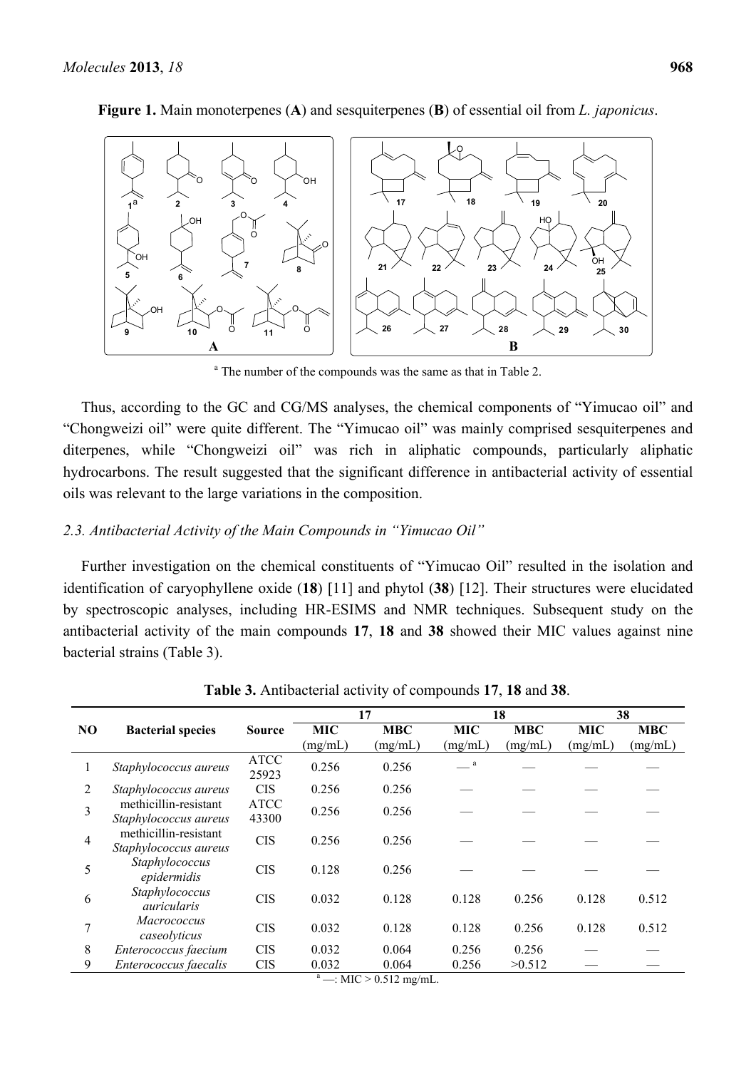**Figure 1.** Main monoterpenes (**A**) and sesquiterpenes (**B**) of essential oil from *L. japonicus*.

[a] The number of the compounds was the same as that in Table 2.

Thus, according to the GC and CG/MS analyses, the chemical components of "Yimucao oil" and "Chongweizi oil" were quite different. The "Yimucao oil" was mainly comprised sesquiterpenes and diterpenes, while "Chongweizi oil" was rich in aliphatic compounds, particularly aliphatic hydrocarbons. The result suggested that the significant difference in antibacterial activity of essential oils was relevant to the large variations in the composition.

### 2.3. Antibacterial Activity of the Main Compounds in "Yimucao Oil"

Further investigation on the chemical constituents of "Yimucao Oil" resulted in the isolation and identification of caryophyllene oxide (**18**) [11] and phytol (**38**) [12]. Their structures were elucidated by spectroscopic analyses, including HR-ESIMS and NMR techniques. Subsequent study on the antibacterial activity of the main compounds **17**, **18** and **38** showed their MIC values against nine bacterial strains (Table 3).

**Table 3.** Antibacterial activity of compounds **17**, **18** and **38**.

| NO | Bacterial species | Source | 17 | | 18 | | 38 | |
|---|---|---|---|---|---|---|---|---|
| | | | MIC (mg/mL) | MBC (mg/mL) | MIC (mg/mL) | MBC (mg/mL) | MIC (mg/mL) | MBC (mg/mL) |
| 1 | *Staphylococcus aureus* | ATCC 25923 | 0.256 | 0.256 | — [a] | — | — | — |
| 2 | *Staphylococcus aureus* | CIS | 0.256 | 0.256 | — | — | — | — |
| 3 | methicillin-resistant *Staphylococcus aureus* | ATCC 43300 | 0.256 | 0.256 | — | — | — | — |
| 4 | methicillin-resistant *Staphylococcus aureus* | CIS | 0.256 | 0.256 | — | — | — | — |
| 5 | *Staphylococcus epidermidis* | CIS | 0.128 | 0.256 | — | — | — | — |
| 6 | *Staphylococcus auricularis* | CIS | 0.032 | 0.128 | 0.128 | 0.256 | 0.128 | 0.512 |
| 7 | *Macrococcus caseolyticus* | CIS | 0.032 | 0.128 | 0.128 | 0.256 | 0.128 | 0.512 |
| 8 | *Enterococcus faecium* | CIS | 0.032 | 0.064 | 0.256 | 0.256 | — | — |
| 9 | *Enterococcus faecalis* | CIS | 0.032 | 0.064 | 0.256 | >0.512 | — | — |

[a] —: MIC > 0.512 mg/mL.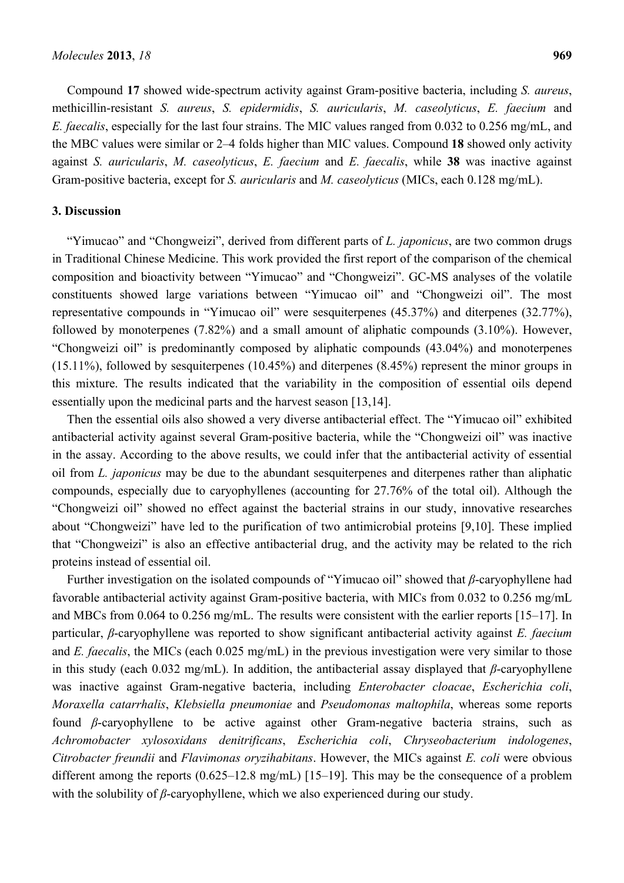Compound **17** showed wide-spectrum activity against Gram-positive bacteria, including *S. aureus*, methicillin-resistant *S. aureus*, *S. epidermidis*, *S. auricularis*, *M. caseolyticus*, *E. faecium* and *E. faecalis*, especially for the last four strains. The MIC values ranged from 0.032 to 0.256 mg/mL, and the MBC values were similar or 2–4 folds higher than MIC values. Compound **18** showed only activity against *S. auricularis*, *M. caseolyticus*, *E. faecium* and *E. faecalis*, while **38** was inactive against Gram-positive bacteria, except for *S. auricularis* and *M. caseolyticus* (MICs, each 0.128 mg/mL).

## 3. Discussion

"Yimucao" and "Chongweizi", derived from different parts of *L. japonicus*, are two common drugs in Traditional Chinese Medicine. This work provided the first report of the comparison of the chemical composition and bioactivity between "Yimucao" and "Chongweizi". GC-MS analyses of the volatile constituents showed large variations between "Yimucao oil" and "Chongweizi oil". The most representative compounds in "Yimucao oil" were sesquiterpenes (45.37%) and diterpenes (32.77%), followed by monoterpenes (7.82%) and a small amount of aliphatic compounds (3.10%). However, "Chongweizi oil" is predominantly composed by aliphatic compounds (43.04%) and monoterpenes (15.11%), followed by sesquiterpenes (10.45%) and diterpenes (8.45%) represent the minor groups in this mixture. The results indicated that the variability in the composition of essential oils depend essentially upon the medicinal parts and the harvest season [13,14].

Then the essential oils also showed a very diverse antibacterial effect. The "Yimucao oil" exhibited antibacterial activity against several Gram-positive bacteria, while the "Chongweizi oil" was inactive in the assay. According to the above results, we could infer that the antibacterial activity of essential oil from *L. japonicus* may be due to the abundant sesquiterpenes and diterpenes rather than aliphatic compounds, especially due to caryophyllenes (accounting for 27.76% of the total oil). Although the "Chongweizi oil" showed no effect against the bacterial strains in our study, innovative researches about "Chongweizi" have led to the purification of two antimicrobial proteins [9,10]. These implied that "Chongweizi" is also an effective antibacterial drug, and the activity may be related to the rich proteins instead of essential oil.

Further investigation on the isolated compounds of "Yimucao oil" showed that *β*-caryophyllene had favorable antibacterial activity against Gram-positive bacteria, with MICs from 0.032 to 0.256 mg/mL and MBCs from 0.064 to 0.256 mg/mL. The results were consistent with the earlier reports [15–17]. In particular, *β*-caryophyllene was reported to show significant antibacterial activity against *E. faecium* and *E. faecalis*, the MICs (each 0.025 mg/mL) in the previous investigation were very similar to those in this study (each 0.032 mg/mL). In addition, the antibacterial assay displayed that *β*-caryophyllene was inactive against Gram-negative bacteria, including *Enterobacter cloacae*, *Escherichia coli*, *Moraxella catarrhalis*, *Klebsiella pneumoniae* and *Pseudomonas maltophila*, whereas some reports found *β*-caryophyllene to be active against other Gram-negative bacteria strains, such as *Achromobacter xylosoxidans denitrificans*, *Escherichia coli*, *Chryseobacterium indologenes*, *Citrobacter freundii* and *Flavimonas oryzihabitans*. However, the MICs against *E. coli* were obvious different among the reports (0.625–12.8 mg/mL) [15–19]. This may be the consequence of a problem with the solubility of *β*-caryophyllene, which we also experienced during our study.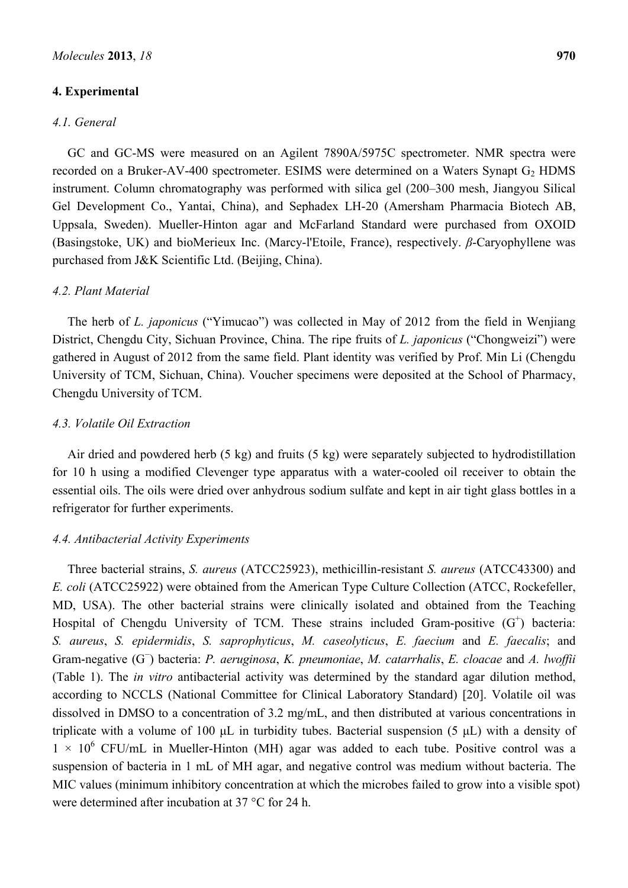## 4. Experimental

### 4.1. General

GC and GC-MS were measured on an Agilent 7890A/5975C spectrometer. NMR spectra were recorded on a Bruker-AV-400 spectrometer. ESIMS were determined on a Waters Synapt $G_2$ HDMS instrument. Column chromatography was performed with silica gel (200–300 mesh, Jiangyou Silical Gel Development Co., Yantai, China), and Sephadex LH-20 (Amersham Pharmacia Biotech AB, Uppsala, Sweden). Mueller-Hinton agar and McFarland Standard were purchased from OXOID (Basingstoke, UK) and bioMerieux Inc. (Marcy-l'Etoile, France), respectively. *β*-Caryophyllene was purchased from J&K Scientific Ltd. (Beijing, China).

### 4.2. Plant Material

The herb of *L. japonicus* ("Yimucao") was collected in May of 2012 from the field in Wenjiang District, Chengdu City, Sichuan Province, China. The ripe fruits of *L. japonicus* ("Chongweizi") were gathered in August of 2012 from the same field. Plant identity was verified by Prof. Min Li (Chengdu University of TCM, Sichuan, China). Voucher specimens were deposited at the School of Pharmacy, Chengdu University of TCM.

### 4.3. Volatile Oil Extraction

Air dried and powdered herb (5 kg) and fruits (5 kg) were separately subjected to hydrodistillation for 10 h using a modified Clevenger type apparatus with a water-cooled oil receiver to obtain the essential oils. The oils were dried over anhydrous sodium sulfate and kept in air tight glass bottles in a refrigerator for further experiments.

### 4.4. Antibacterial Activity Experiments

Three bacterial strains, *S. aureus* (ATCC25923), methicillin-resistant *S. aureus* (ATCC43300) and *E. coli* (ATCC25922) were obtained from the American Type Culture Collection (ATCC, Rockefeller, MD, USA). The other bacterial strains were clinically isolated and obtained from the Teaching Hospital of Chengdu University of TCM. These strains included Gram-positive ($G^+$) bacteria: *S. aureus*, *S. epidermidis*, *S. saprophyticus*, *M. caseolyticus*, *E. faecium* and *E. faecalis*; and Gram-negative ($G^-$) bacteria: *P. aeruginosa*, *K. pneumoniae*, *M. catarrhalis*, *E. cloacae* and *A. lwoffii* (Table 1). The *in vitro* antibacterial activity was determined by the standard agar dilution method, according to NCCLS (National Committee for Clinical Laboratory Standard) [20]. Volatile oil was dissolved in DMSO to a concentration of 3.2 mg/mL, and then distributed at various concentrations in triplicate with a volume of 100 μL in turbidity tubes. Bacterial suspension (5 μL) with a density of $1 \times 10^6$ CFU/mL in Mueller-Hinton (MH) agar was added to each tube. Positive control was a suspension of bacteria in 1 mL of MH agar, and negative control was medium without bacteria. The MIC values (minimum inhibitory concentration at which the microbes failed to grow into a visible spot) were determined after incubation at 37 °C for 24 h.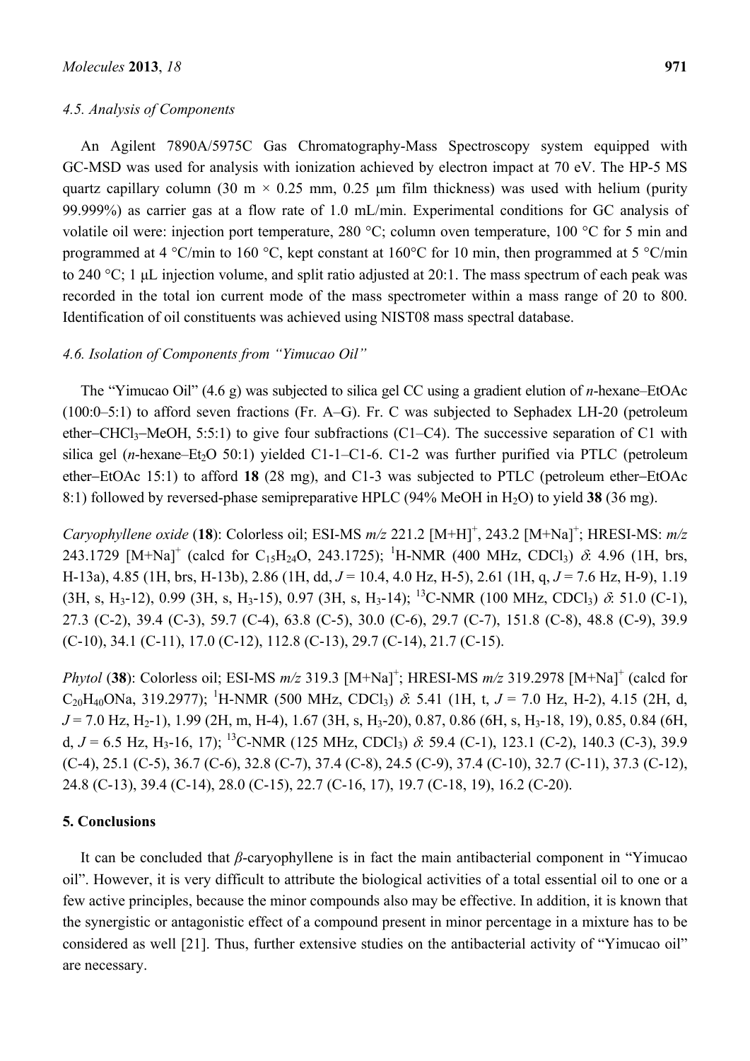### 4.5. Analysis of Components

An Agilent 7890A/5975C Gas Chromatography-Mass Spectroscopy system equipped with GC-MSD was used for analysis with ionization achieved by electron impact at 70 eV. The HP-5 MS quartz capillary column (30 m × 0.25 mm, 0.25 μm film thickness) was used with helium (purity 99.999%) as carrier gas at a flow rate of 1.0 mL/min. Experimental conditions for GC analysis of volatile oil were: injection port temperature, 280 °C; column oven temperature, 100 °C for 5 min and programmed at 4 °C/min to 160 °C, kept constant at 160°C for 10 min, then programmed at 5 °C/min to 240 °C; 1 μL injection volume, and split ratio adjusted at 20:1. The mass spectrum of each peak was recorded in the total ion current mode of the mass spectrometer within a mass range of 20 to 800. Identification of oil constituents was achieved using NIST08 mass spectral database.

### 4.6. Isolation of Components from "Yimucao Oil"

The "Yimucao Oil" (4.6 g) was subjected to silica gel CC using a gradient elution of *n*-hexane–EtOAc (100:0–5:1) to afford seven fractions (Fr. A–G). Fr. C was subjected to Sephadex LH-20 (petroleum ether–$CHCl_3$–MeOH, 5:5:1) to give four subfractions (C1–C4). The successive separation of C1 with silica gel (*n*-hexane–$Et_2O$ 50:1) yielded C1-1–C1-6. C1-2 was further purified via PTLC (petroleum ether–EtOAc 15:1) to afford **18** (28 mg), and C1-3 was subjected to PTLC (petroleum ether–EtOAc 8:1) followed by reversed-phase semipreparative HPLC (94% MeOH in $H_2O$) to yield **38** (36 mg).

*Caryophyllene oxide* (**18**): Colorless oil; ESI-MS *m/z* 221.2 $[M+H]^+$, 243.2 $[M+Na]^+$; HRESI-MS: *m/z* 243.1729 $[M+Na]^+$ (calcd for $C_{15}H_{24}O$, 243.1725); $^1$H-NMR (400 MHz, $CDCl_3$) $\delta$: 4.96 (1H, brs, H-13a), 4.85 (1H, brs, H-13b), 2.86 (1H, dd, $J$ = 10.4, 4.0 Hz, H-5), 2.61 (1H, q, $J$ = 7.6 Hz, H-9), 1.19 (3H, s, $H_3$-12), 0.99 (3H, s, $H_3$-15), 0.97 (3H, s, $H_3$-14); $^{13}$C-NMR (100 MHz, $CDCl_3$) $\delta$: 51.0 (C-1), 27.3 (C-2), 39.4 (C-3), 59.7 (C-4), 63.8 (C-5), 30.0 (C-6), 29.7 (C-7), 151.8 (C-8), 48.8 (C-9), 39.9 (C-10), 34.1 (C-11), 17.0 (C-12), 112.8 (C-13), 29.7 (C-14), 21.7 (C-15).

*Phytol* (**38**): Colorless oil; ESI-MS *m/z* 319.3 $[M+Na]^+$; HRESI-MS *m/z* 319.2978 $[M+Na]^+$ (calcd for $C_{20}H_{40}ONa$, 319.2977); $^1$H-NMR (500 MHz, $CDCl_3$) $\delta$: 5.41 (1H, t, $J$ = 7.0 Hz, H-2), 4.15 (2H, d, $J$ = 7.0 Hz, $H_2$-1), 1.99 (2H, m, H-4), 1.67 (3H, s, $H_3$-20), 0.87, 0.86 (6H, s, $H_3$-18, 19), 0.85, 0.84 (6H, d, $J$ = 6.5 Hz, $H_3$-16, 17); $^{13}$C-NMR (125 MHz, $CDCl_3$) $\delta$: 59.4 (C-1), 123.1 (C-2), 140.3 (C-3), 39.9 (C-4), 25.1 (C-5), 36.7 (C-6), 32.8 (C-7), 37.4 (C-8), 24.5 (C-9), 37.4 (C-10), 32.7 (C-11), 37.3 (C-12), 24.8 (C-13), 39.4 (C-14), 28.0 (C-15), 22.7 (C-16, 17), 19.7 (C-18, 19), 16.2 (C-20).

## 5. Conclusions

It can be concluded that *β*-caryophyllene is in fact the main antibacterial component in "Yimucao oil". However, it is very difficult to attribute the biological activities of a total essential oil to one or a few active principles, because the minor compounds also may be effective. In addition, it is known that the synergistic or antagonistic effect of a compound present in minor percentage in a mixture has to be considered as well [21]. Thus, further extensive studies on the antibacterial activity of "Yimucao oil" are necessary.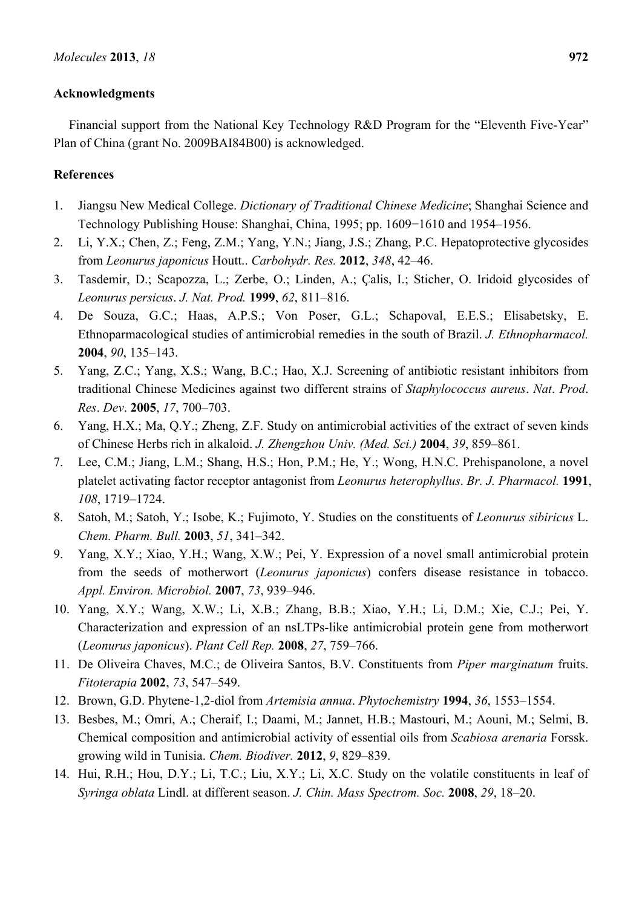## Acknowledgments

Financial support from the National Key Technology R&D Program for the "Eleventh Five-Year" Plan of China (grant No. 2009BAI84B00) is acknowledged.

## References

1. Jiangsu New Medical College. *Dictionary of Traditional Chinese Medicine*; Shanghai Science and Technology Publishing House: Shanghai, China, 1995; pp. 1609−1610 and 1954–1956.
2. Li, Y.X.; Chen, Z.; Feng, Z.M.; Yang, Y.N.; Jiang, J.S.; Zhang, P.C. Hepatoprotective glycosides from *Leonurus japonicus* Houtt.. *Carbohydr. Res.* **2012**, *348*, 42–46.
3. Tasdemir, D.; Scapozza, L.; Zerbe, O.; Linden, A.; Çalis, I.; Sticher, O. Iridoid glycosides of *Leonurus persicus*. *J. Nat. Prod.* **1999**, *62*, 811–816.
4. De Souza, G.C.; Haas, A.P.S.; Von Poser, G.L.; Schapoval, E.E.S.; Elisabetsky, E. Ethnoparmacological studies of antimicrobial remedies in the south of Brazil. *J. Ethnopharmacol.* **2004**, *90*, 135–143.
5. Yang, Z.C.; Yang, X.S.; Wang, B.C.; Hao, X.J. Screening of antibiotic resistant inhibitors from traditional Chinese Medicines against two different strains of *Staphylococcus aureus*. *Nat*. *Prod*. *Res*. *Dev*. **2005**, *17*, 700–703.
6. Yang, H.X.; Ma, Q.Y.; Zheng, Z.F. Study on antimicrobial activities of the extract of seven kinds of Chinese Herbs rich in alkaloid. *J. Zhengzhou Univ. (Med. Sci.)* **2004**, *39*, 859–861.
7. Lee, C.M.; Jiang, L.M.; Shang, H.S.; Hon, P.M.; He, Y.; Wong, H.N.C. Prehispanolone, a novel platelet activating factor receptor antagonist from *Leonurus heterophyllus*. *Br. J. Pharmacol.* **1991**, *108*, 1719–1724.
8. Satoh, M.; Satoh, Y.; Isobe, K.; Fujimoto, Y. Studies on the constituents of *Leonurus sibiricus* L. *Chem. Pharm. Bull.* **2003**, *51*, 341–342.
9. Yang, X.Y.; Xiao, Y.H.; Wang, X.W.; Pei, Y. Expression of a novel small antimicrobial protein from the seeds of motherwort (*Leonurus japonicus*) confers disease resistance in tobacco. *Appl. Environ. Microbiol.* **2007**, *73*, 939–946.
10. Yang, X.Y.; Wang, X.W.; Li, X.B.; Zhang, B.B.; Xiao, Y.H.; Li, D.M.; Xie, C.J.; Pei, Y. Characterization and expression of an nsLTPs-like antimicrobial protein gene from motherwort (*Leonurus japonicus*). *Plant Cell Rep.* **2008**, *27*, 759–766.
11. De Oliveira Chaves, M.C.; de Oliveira Santos, B.V. Constituents from *Piper marginatum* fruits. *Fitoterapia* **2002**, *73*, 547–549.
12. Brown, G.D. Phytene-1,2-diol from *Artemisia annua*. *Phytochemistry* **1994**, *36*, 1553–1554.
13. Besbes, M.; Omri, A.; Cheraif, I.; Daami, M.; Jannet, H.B.; Mastouri, M.; Aouni, M.; Selmi, B. Chemical composition and antimicrobial activity of essential oils from *Scabiosa arenaria* Forssk. growing wild in Tunisia. *Chem. Biodiver.* **2012**, *9*, 829–839.
14. Hui, R.H.; Hou, D.Y.; Li, T.C.; Liu, X.Y.; Li, X.C. Study on the volatile constituents in leaf of *Syringa oblata* Lindl. at different season. *J. Chin. Mass Spectrom. Soc.* **2008**, *29*, 18–20.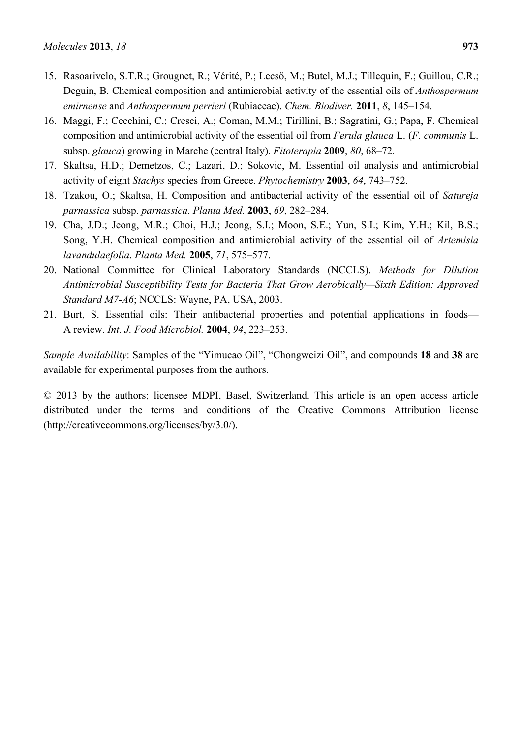15. Rasoarivelo, S.T.R.; Grougnet, R.; Vérité, P.; Lecsö, M.; Butel, M.J.; Tillequin, F.; Guillou, C.R.; Deguin, B. Chemical composition and antimicrobial activity of the essential oils of *Anthospermum emirnense* and *Anthospermum perrieri* (Rubiaceae). *Chem. Biodiver.* **2011**, *8*, 145–154.
16. Maggi, F.; Cecchini, C.; Cresci, A.; Coman, M.M.; Tirillini, B.; Sagratini, G.; Papa, F. Chemical composition and antimicrobial activity of the essential oil from *Ferula glauca* L. (*F. communis* L. subsp. *glauca*) growing in Marche (central Italy). *Fitoterapia* **2009**, *80*, 68–72.
17. Skaltsa, H.D.; Demetzos, C.; Lazari, D.; Sokovic, M. Essential oil analysis and antimicrobial activity of eight *Stachys* species from Greece. *Phytochemistry* **2003**, *64*, 743–752.
18. Tzakou, O.; Skaltsa, H. Composition and antibacterial activity of the essential oil of *Satureja parnassica* subsp. *parnassica*. *Planta Med.* **2003**, *69*, 282–284.
19. Cha, J.D.; Jeong, M.R.; Choi, H.J.; Jeong, S.I.; Moon, S.E.; Yun, S.I.; Kim, Y.H.; Kil, B.S.; Song, Y.H. Chemical composition and antimicrobial activity of the essential oil of *Artemisia lavandulaefolia*. *Planta Med.* **2005**, *71*, 575–577.
20. National Committee for Clinical Laboratory Standards (NCCLS). *Methods for Dilution Antimicrobial Susceptibility Tests for Bacteria That Grow Aerobically—Sixth Edition: Approved Standard M7-A6*; NCCLS: Wayne, PA, USA, 2003.
21. Burt, S. Essential oils: Their antibacterial properties and potential applications in foods—A review. *Int. J. Food Microbiol.* **2004**, *94*, 223–253.

*Sample Availability*: Samples of the "Yimucao Oil", "Chongweizi Oil", and compounds **18** and **38** are available for experimental purposes from the authors.

© 2013 by the authors; licensee MDPI, Basel, Switzerland. This article is an open access article distributed under the terms and conditions of the Creative Commons Attribution license (http://creativecommons.org/licenses/by/3.0/).